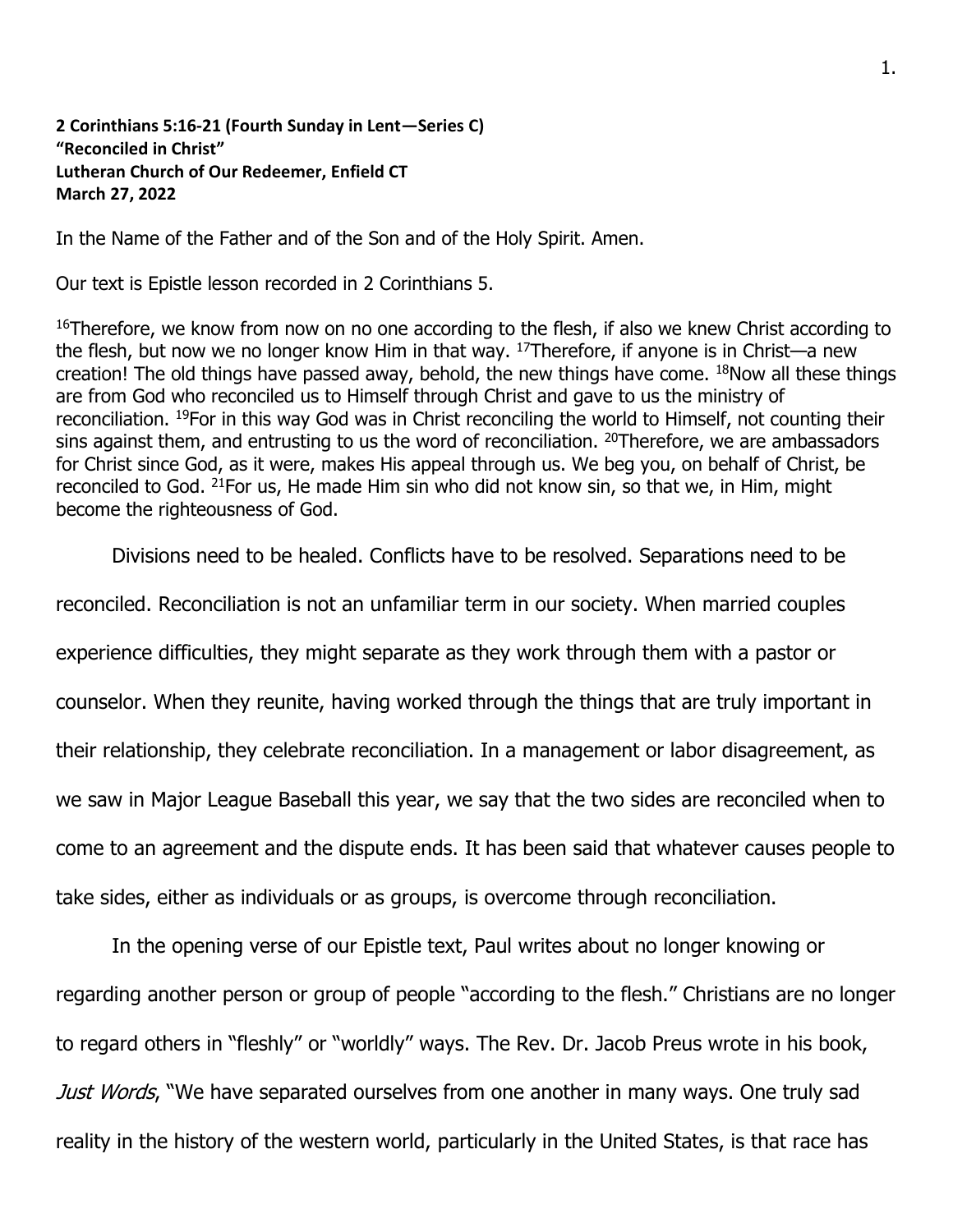**2 Corinthians 5:16-21 (Fourth Sunday in Lent—Series C)**
**"Reconciled in Christ"**
**Lutheran Church of Our Redeemer, Enfield CT**
**March 27, 2022**

In the Name of the Father and of the Son and of the Holy Spirit. Amen.

Our text is Epistle lesson recorded in 2 Corinthians 5.

[16]Therefore, we know from now on no one according to the flesh, if also we knew Christ according to the flesh, but now we no longer know Him in that way. [17]Therefore, if anyone is in Christ—a new creation! The old things have passed away, behold, the new things have come. [18]Now all these things are from God who reconciled us to Himself through Christ and gave to us the ministry of reconciliation. [19]For in this way God was in Christ reconciling the world to Himself, not counting their sins against them, and entrusting to us the word of reconciliation. [20]Therefore, we are ambassadors for Christ since God, as it were, makes His appeal through us. We beg you, on behalf of Christ, be reconciled to God. [21]For us, He made Him sin who did not know sin, so that we, in Him, might become the righteousness of God.

Divisions need to be healed. Conflicts have to be resolved. Separations need to be reconciled. Reconciliation is not an unfamiliar term in our society. When married couples experience difficulties, they might separate as they work through them with a pastor or counselor. When they reunite, having worked through the things that are truly important in their relationship, they celebrate reconciliation. In a management or labor disagreement, as we saw in Major League Baseball this year, we say that the two sides are reconciled when to come to an agreement and the dispute ends. It has been said that whatever causes people to take sides, either as individuals or as groups, is overcome through reconciliation.

In the opening verse of our Epistle text, Paul writes about no longer knowing or regarding another person or group of people "according to the flesh." Christians are no longer to regard others in "fleshly" or "worldly" ways. The Rev. Dr. Jacob Preus wrote in his book, *Just Words*, "We have separated ourselves from one another in many ways. One truly sad reality in the history of the western world, particularly in the United States, is that race has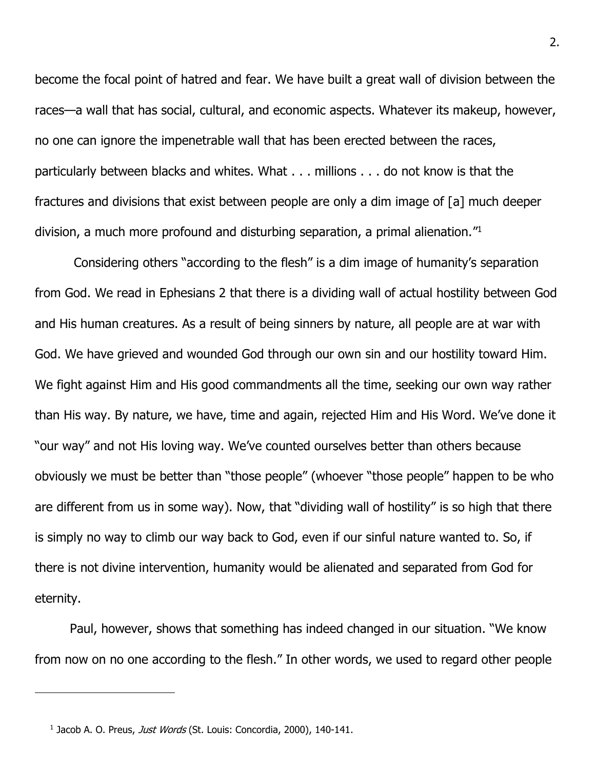become the focal point of hatred and fear. We have built a great wall of division between the races—a wall that has social, cultural, and economic aspects. Whatever its makeup, however, no one can ignore the impenetrable wall that has been erected between the races, particularly between blacks and whites. What . . . millions . . . do not know is that the fractures and divisions that exist between people are only a dim image of [a] much deeper division, a much more profound and disturbing separation, a primal alienation."[1]

Considering others "according to the flesh" is a dim image of humanity's separation from God. We read in Ephesians 2 that there is a dividing wall of actual hostility between God and His human creatures. As a result of being sinners by nature, all people are at war with God. We have grieved and wounded God through our own sin and our hostility toward Him. We fight against Him and His good commandments all the time, seeking our own way rather than His way. By nature, we have, time and again, rejected Him and His Word. We've done it "our way" and not His loving way. We've counted ourselves better than others because obviously we must be better than "those people" (whoever "those people" happen to be who are different from us in some way). Now, that "dividing wall of hostility" is so high that there is simply no way to climb our way back to God, even if our sinful nature wanted to. So, if there is not divine intervention, humanity would be alienated and separated from God for eternity.

Paul, however, shows that something has indeed changed in our situation. "We know from now on no one according to the flesh." In other words, we used to regard other people

---

[1] Jacob A. O. Preus, *Just Words* (St. Louis: Concordia, 2000), 140-141.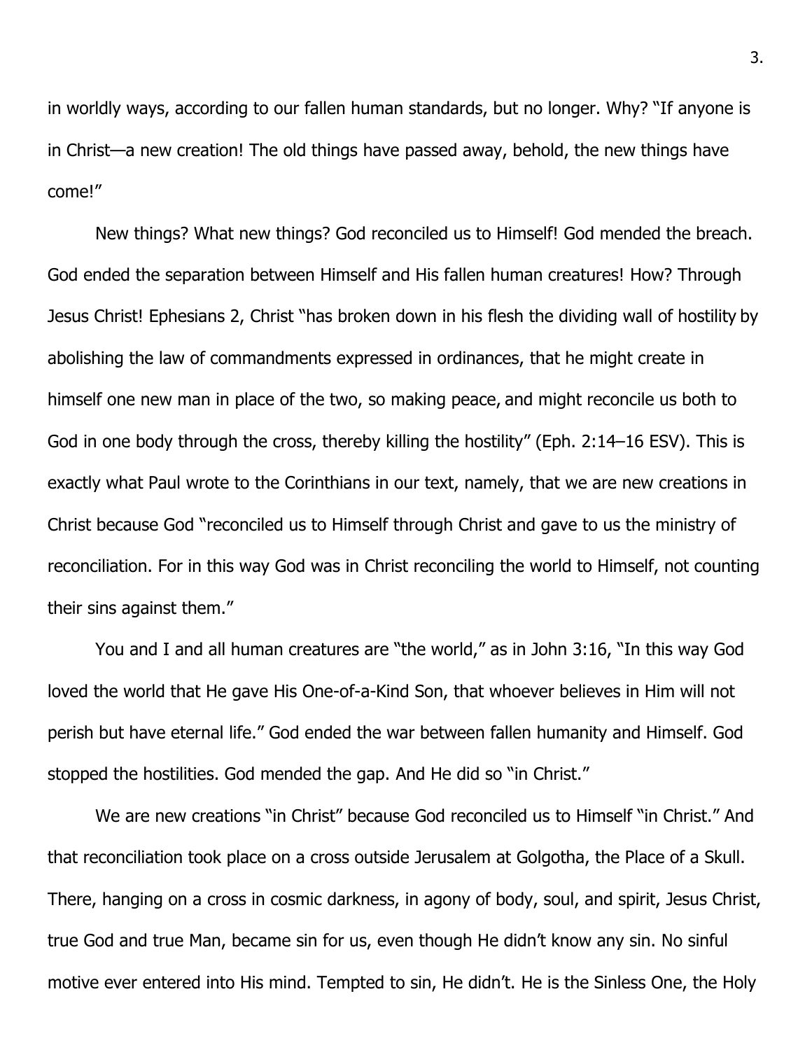in worldly ways, according to our fallen human standards, but no longer. Why? "If anyone is in Christ—a new creation! The old things have passed away, behold, the new things have come!"

New things? What new things? God reconciled us to Himself! God mended the breach. God ended the separation between Himself and His fallen human creatures! How? Through Jesus Christ! Ephesians 2, Christ "has broken down in his flesh the dividing wall of hostility by abolishing the law of commandments expressed in ordinances, that he might create in himself one new man in place of the two, so making peace, and might reconcile us both to God in one body through the cross, thereby killing the hostility" (Eph. 2:14–16 ESV). This is exactly what Paul wrote to the Corinthians in our text, namely, that we are new creations in Christ because God "reconciled us to Himself through Christ and gave to us the ministry of reconciliation. For in this way God was in Christ reconciling the world to Himself, not counting their sins against them."

You and I and all human creatures are "the world," as in John 3:16, "In this way God loved the world that He gave His One-of-a-Kind Son, that whoever believes in Him will not perish but have eternal life." God ended the war between fallen humanity and Himself. God stopped the hostilities. God mended the gap. And He did so "in Christ."

We are new creations "in Christ" because God reconciled us to Himself "in Christ." And that reconciliation took place on a cross outside Jerusalem at Golgotha, the Place of a Skull. There, hanging on a cross in cosmic darkness, in agony of body, soul, and spirit, Jesus Christ, true God and true Man, became sin for us, even though He didn't know any sin. No sinful motive ever entered into His mind. Tempted to sin, He didn't. He is the Sinless One, the Holy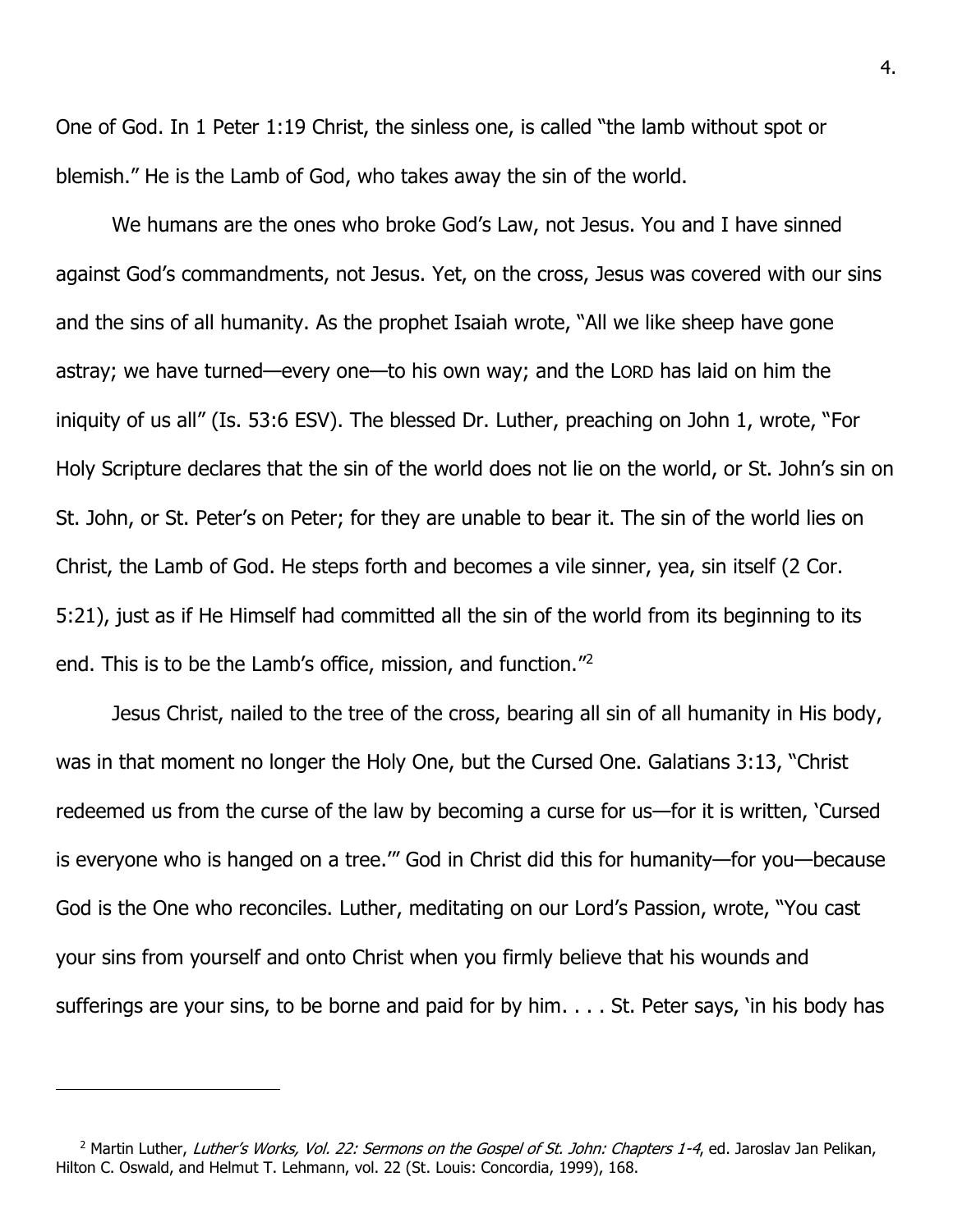One of God. In 1 Peter 1:19 Christ, the sinless one, is called "the lamb without spot or blemish." He is the Lamb of God, who takes away the sin of the world.

We humans are the ones who broke God's Law, not Jesus. You and I have sinned against God's commandments, not Jesus. Yet, on the cross, Jesus was covered with our sins and the sins of all humanity. As the prophet Isaiah wrote, "All we like sheep have gone astray; we have turned—every one—to his own way; and the LORD has laid on him the iniquity of us all" (Is. 53:6 ESV). The blessed Dr. Luther, preaching on John 1, wrote, "For Holy Scripture declares that the sin of the world does not lie on the world, or St. John's sin on St. John, or St. Peter's on Peter; for they are unable to bear it. The sin of the world lies on Christ, the Lamb of God. He steps forth and becomes a vile sinner, yea, sin itself (2 Cor. 5:21), just as if He Himself had committed all the sin of the world from its beginning to its end. This is to be the Lamb's office, mission, and function."[2]

Jesus Christ, nailed to the tree of the cross, bearing all sin of all humanity in His body, was in that moment no longer the Holy One, but the Cursed One. Galatians 3:13, "Christ redeemed us from the curse of the law by becoming a curse for us—for it is written, 'Cursed is everyone who is hanged on a tree.'" God in Christ did this for humanity—for you—because God is the One who reconciles. Luther, meditating on our Lord's Passion, wrote, "You cast your sins from yourself and onto Christ when you firmly believe that his wounds and sufferings are your sins, to be borne and paid for by him. . . . St. Peter says, 'in his body has

---

[2] Martin Luther, *Luther's Works, Vol. 22: Sermons on the Gospel of St. John: Chapters 1-4*, ed. Jaroslav Jan Pelikan, Hilton C. Oswald, and Helmut T. Lehmann, vol. 22 (St. Louis: Concordia, 1999), 168.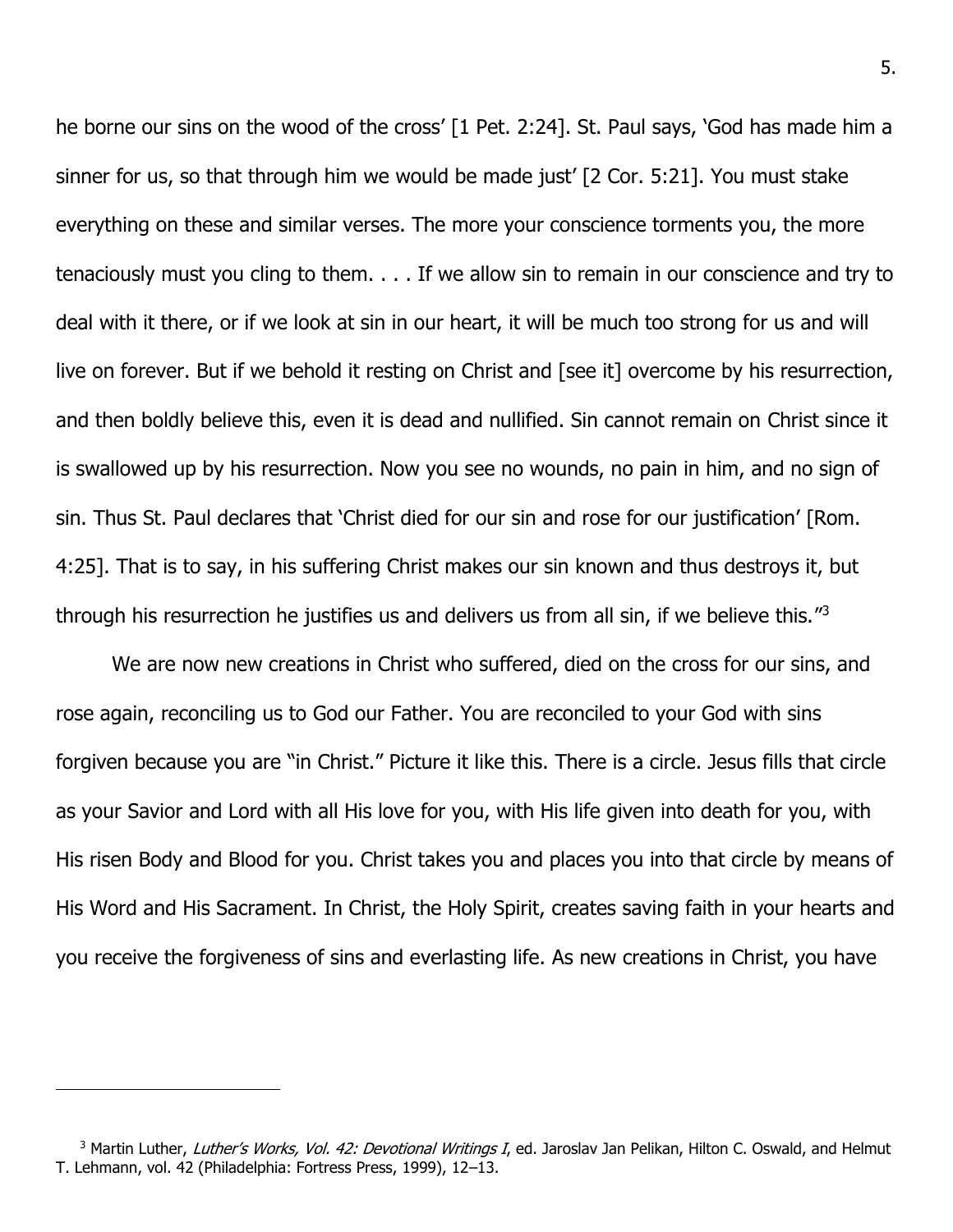he borne our sins on the wood of the cross' [1 Pet. 2:24]. St. Paul says, 'God has made him a sinner for us, so that through him we would be made just' [2 Cor. 5:21]. You must stake everything on these and similar verses. The more your conscience torments you, the more tenaciously must you cling to them. . . . If we allow sin to remain in our conscience and try to deal with it there, or if we look at sin in our heart, it will be much too strong for us and will live on forever. But if we behold it resting on Christ and [see it] overcome by his resurrection, and then boldly believe this, even it is dead and nullified. Sin cannot remain on Christ since it is swallowed up by his resurrection. Now you see no wounds, no pain in him, and no sign of sin. Thus St. Paul declares that 'Christ died for our sin and rose for our justification' [Rom. 4:25]. That is to say, in his suffering Christ makes our sin known and thus destroys it, but through his resurrection he justifies us and delivers us from all sin, if we believe this."[3]

We are now new creations in Christ who suffered, died on the cross for our sins, and rose again, reconciling us to God our Father. You are reconciled to your God with sins forgiven because you are "in Christ." Picture it like this. There is a circle. Jesus fills that circle as your Savior and Lord with all His love for you, with His life given into death for you, with His risen Body and Blood for you. Christ takes you and places you into that circle by means of His Word and His Sacrament. In Christ, the Holy Spirit, creates saving faith in your hearts and you receive the forgiveness of sins and everlasting life. As new creations in Christ, you have

---

[3] Martin Luther, *Luther's Works, Vol. 42: Devotional Writings I*, ed. Jaroslav Jan Pelikan, Hilton C. Oswald, and Helmut T. Lehmann, vol. 42 (Philadelphia: Fortress Press, 1999), 12–13.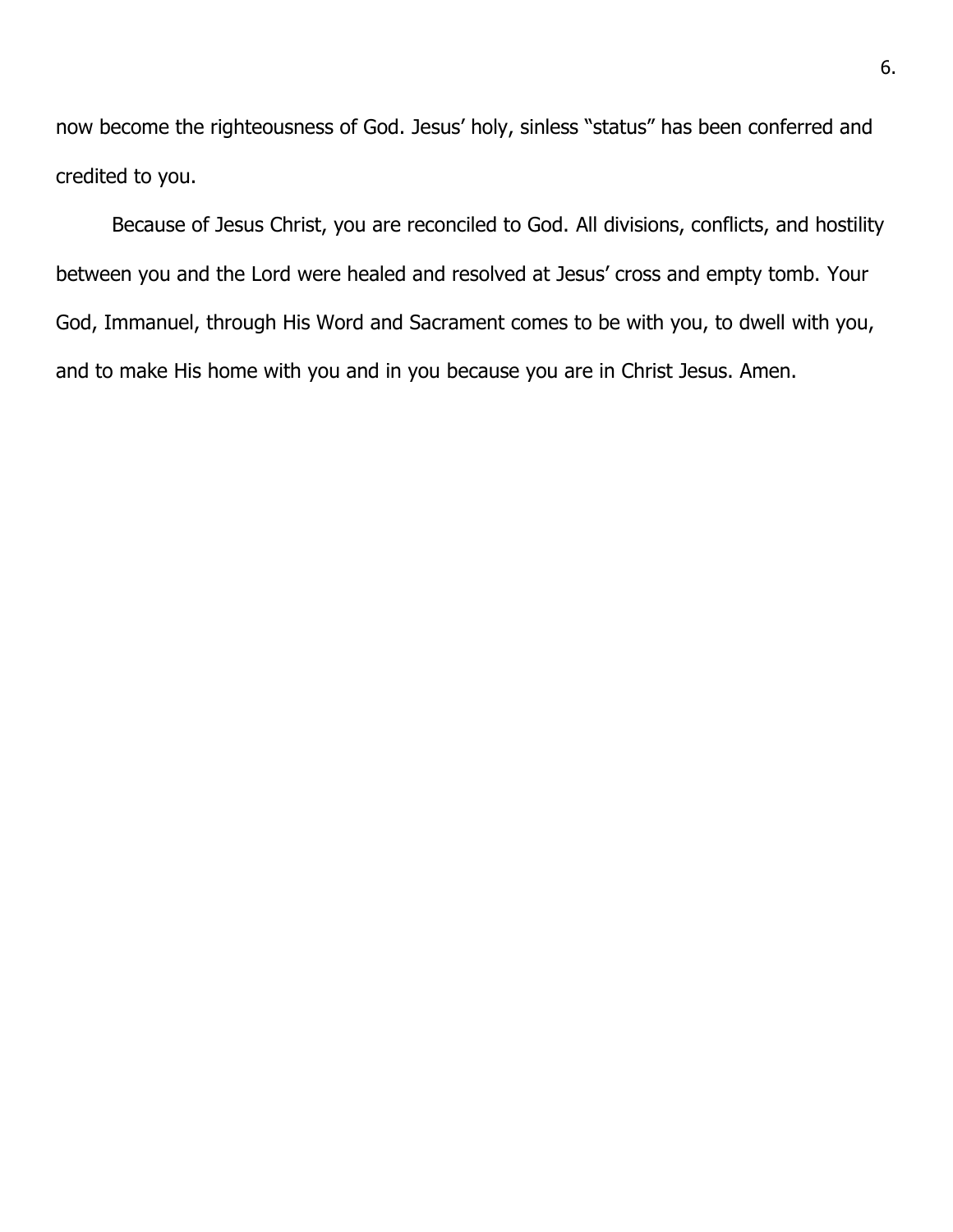now become the righteousness of God. Jesus' holy, sinless "status" has been conferred and credited to you.

Because of Jesus Christ, you are reconciled to God. All divisions, conflicts, and hostility between you and the Lord were healed and resolved at Jesus' cross and empty tomb. Your God, Immanuel, through His Word and Sacrament comes to be with you, to dwell with you, and to make His home with you and in you because you are in Christ Jesus. Amen.